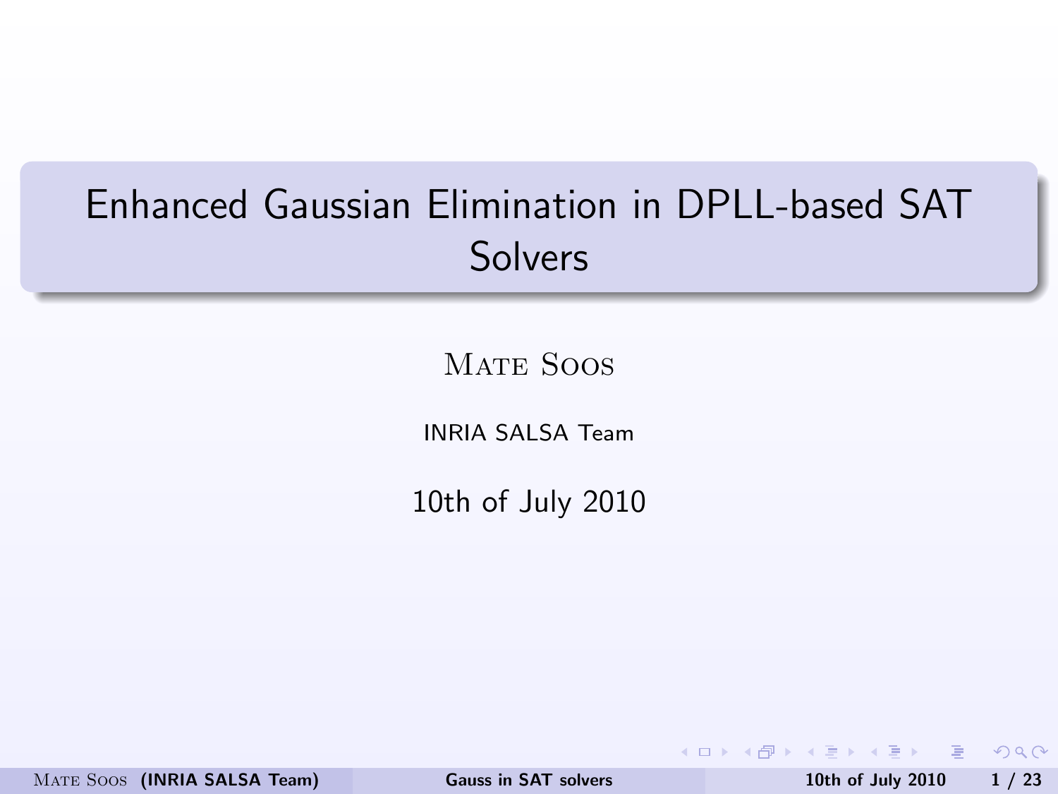# Enhanced Gaussian Elimination in DPLL-based SAT Solvers

Mate Soos

INRIA SALSA Team

10th of July 2010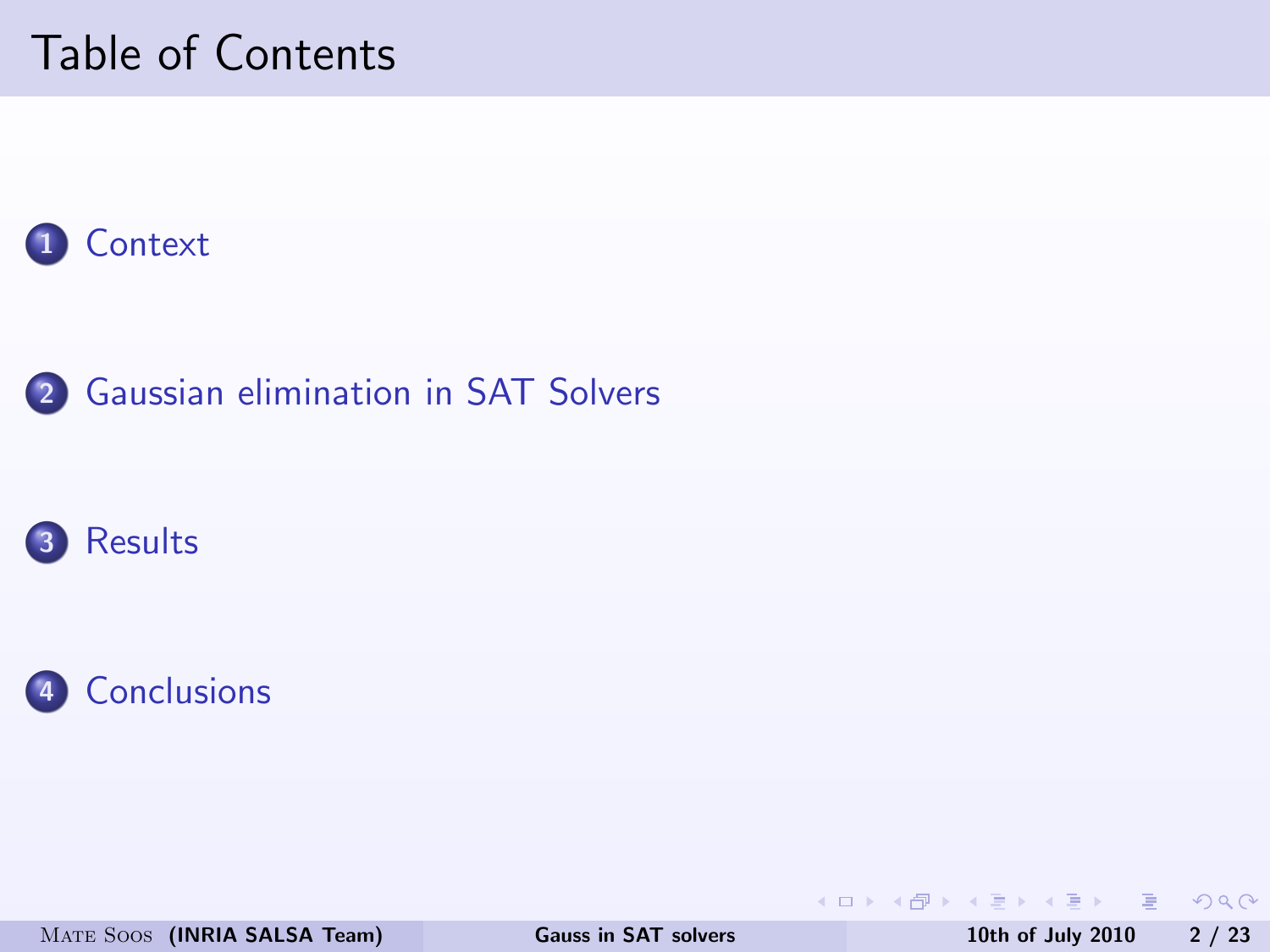# Table of Contents

1. Context
2. Gaussian elimination in SAT Solvers
3. Results
4. Conclusions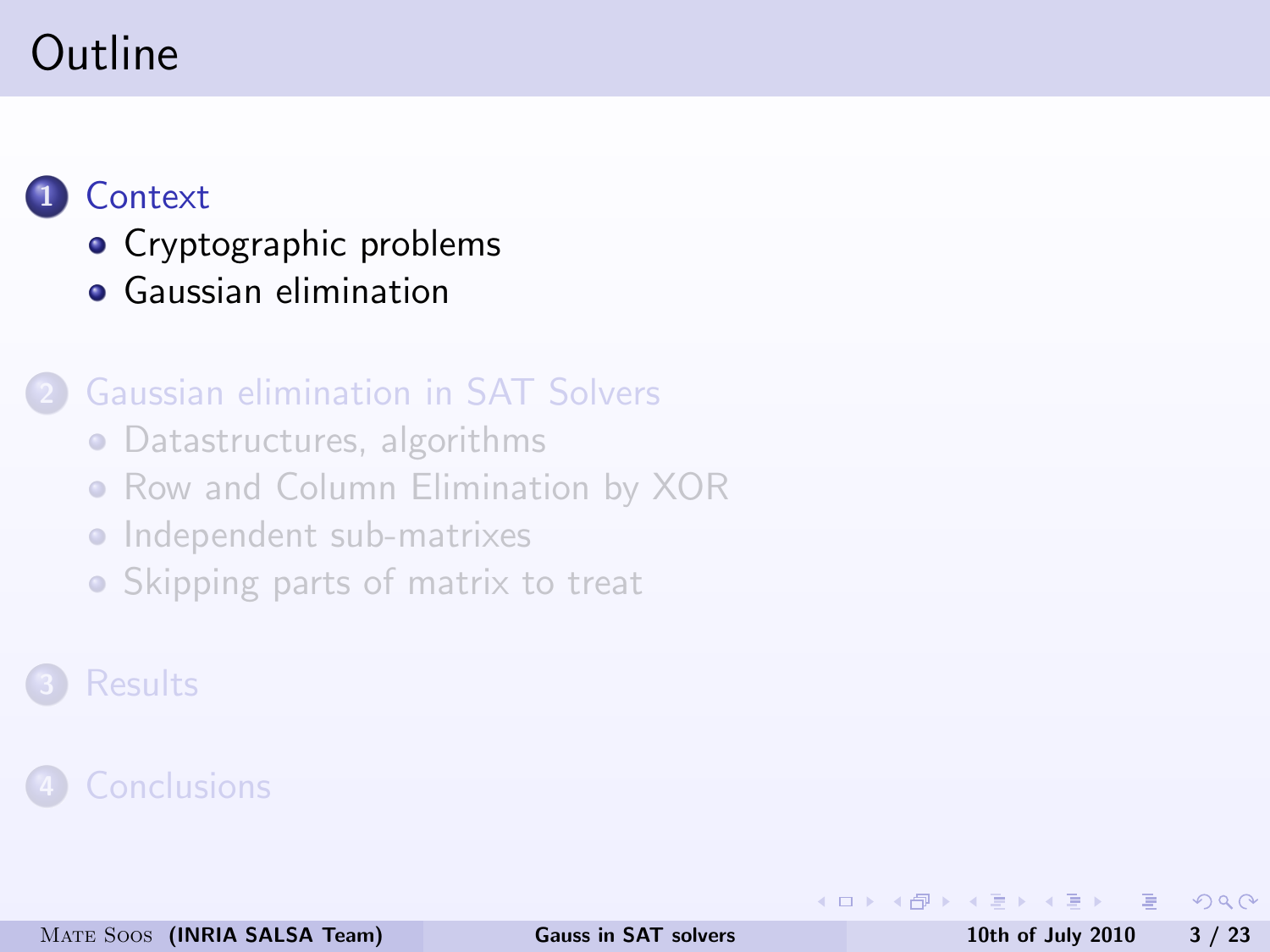# Outline

1. Context
   - Cryptographic problems
   - Gaussian elimination
2. Gaussian elimination in SAT Solvers
   - Datastructures, algorithms
   - Row and Column Elimination by XOR
   - Independent sub-matrixes
   - Skipping parts of matrix to treat
3. Results
4. Conclusions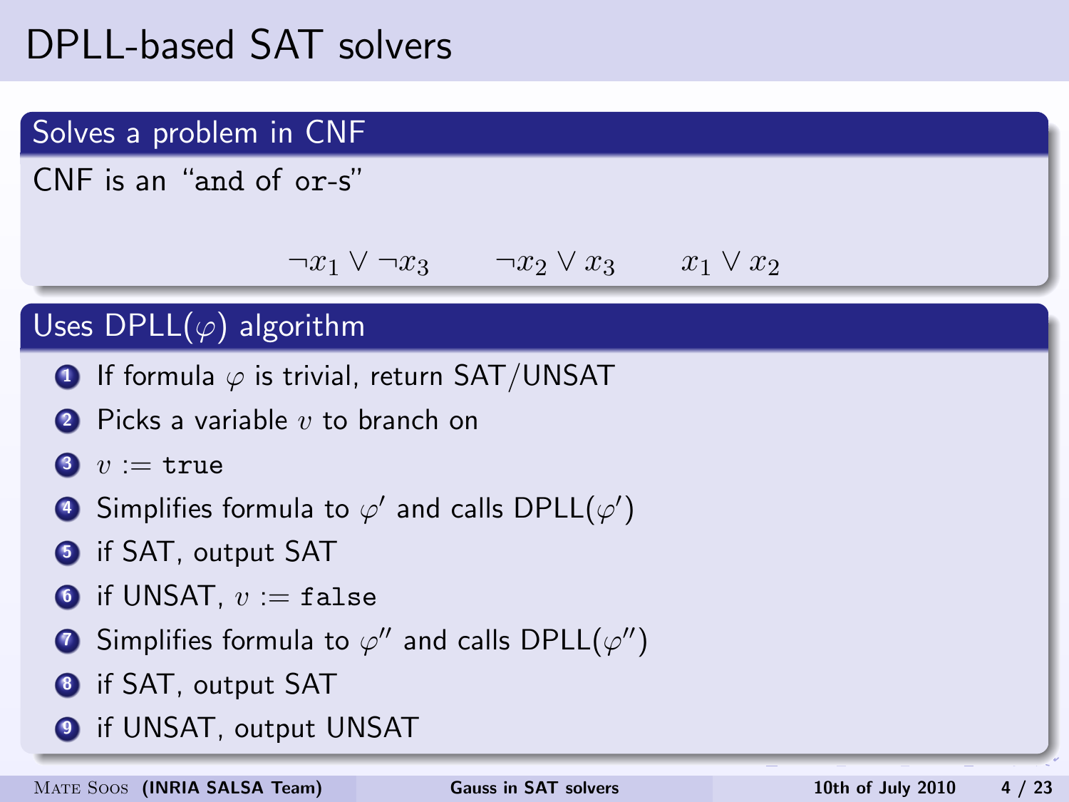# DPLL-based SAT solvers

## Solves a problem in CNF

CNF is an "`and` of `or`-s"

$$\neg x_1 \vee \neg x_3 \qquad \neg x_2 \vee x_3 \qquad x_1 \vee x_2$$

## Uses DPLL($\varphi$) algorithm

1. If formula $\varphi$ is trivial, return SAT/UNSAT
2. Picks a variable $v$ to branch on
3. $v :=$ `true`
4. Simplifies formula to $\varphi'$ and calls DPLL($\varphi'$)
5. if SAT, output SAT
6. if UNSAT, $v :=$ `false`
7. Simplifies formula to $\varphi''$ and calls DPLL($\varphi''$)
8. if SAT, output SAT
9. if UNSAT, output UNSAT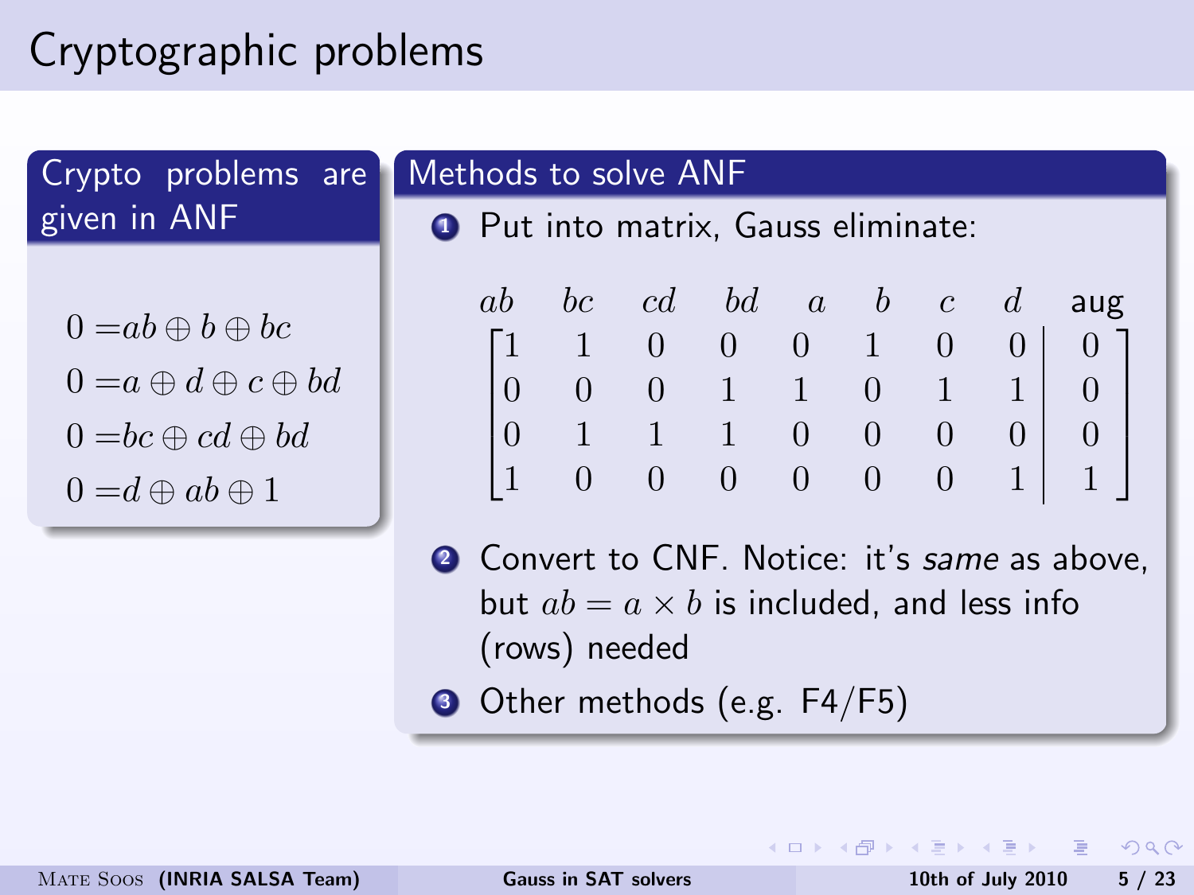# Cryptographic problems

## Crypto problems are given in ANF

$$
\begin{aligned}
0 =& ab \oplus b \oplus bc \\
0 =& a \oplus d \oplus c \oplus bd \\
0 =& bc \oplus cd \oplus bd \\
0 =& d \oplus ab \oplus 1
\end{aligned}
$$

## Methods to solve ANF

1. Put into matrix, Gauss eliminate:

$$
\begin{array}{cccccccc|c}
ab & bc & cd & bd & a & b & c & d & \text{aug} \\
1 & 1 & 0 & 0 & 0 & 1 & 0 & 0 & 0 \\
0 & 0 & 0 & 1 & 1 & 0 & 1 & 1 & 0 \\
0 & 1 & 1 & 1 & 0 & 0 & 0 & 0 & 0 \\
1 & 0 & 0 & 0 & 0 & 0 & 0 & 1 & 1
\end{array}
$$

2. Convert to CNF. Notice: it's *same* as above, but $ab = a \times b$ is included, and less info (rows) needed
3. Other methods (e.g. F4/F5)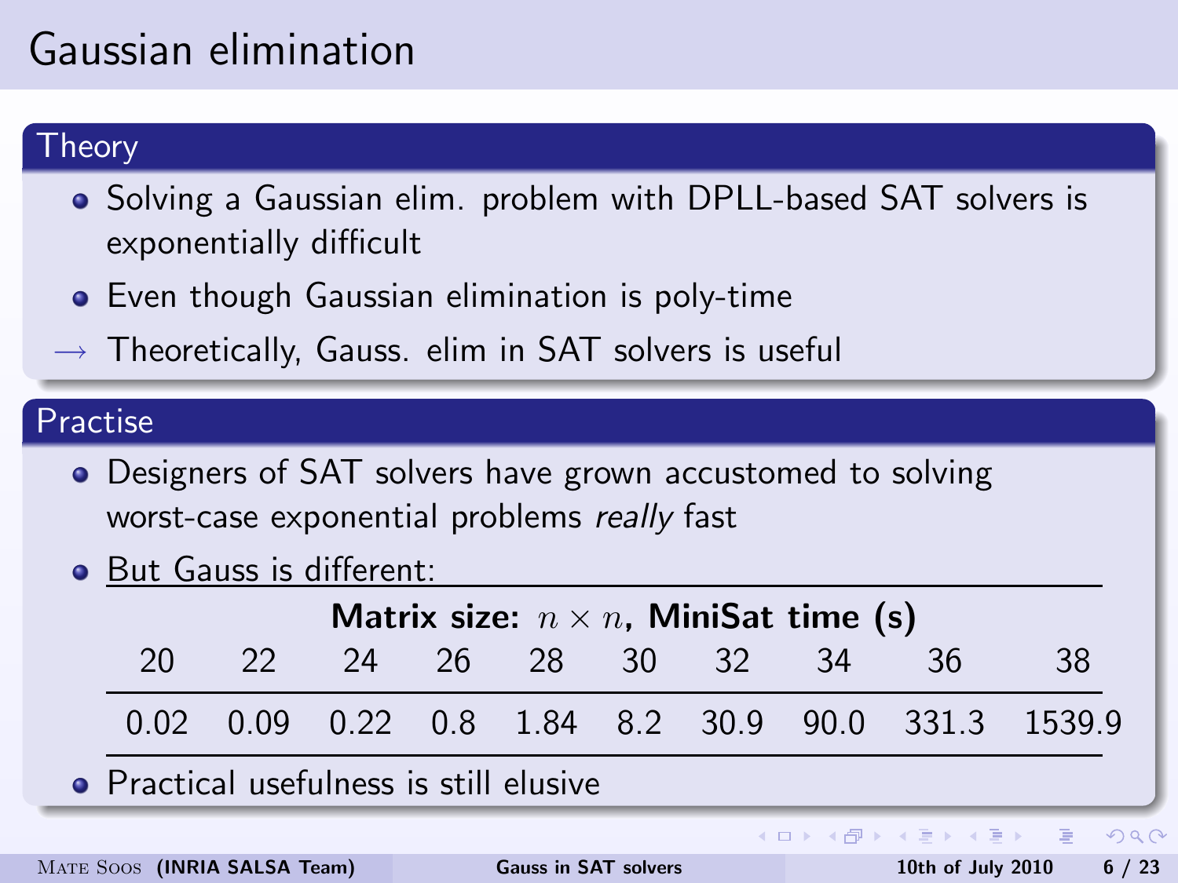# Gaussian elimination

## Theory

- Solving a Gaussian elim. problem with DPLL-based SAT solvers is exponentially difficult
- Even though Gaussian elimination is poly-time

$\rightarrow$ Theoretically, Gauss. elim in SAT solvers is useful

## Practise

- Designers of SAT solvers have grown accustomed to solving worst-case exponential problems *really* fast
- But Gauss is different:

**Matrix size: $n \times n$, MiniSat time (s)**

| 20 | 22 | 24 | 26 | 28 | 30 | 32 | 34 | 36 | 38 |
|---|---|---|---|---|---|---|---|---|---|
| 0.02 | 0.09 | 0.22 | 0.8 | 1.84 | 8.2 | 30.9 | 90.0 | 331.3 | 1539.9 |

- Practical usefulness is still elusive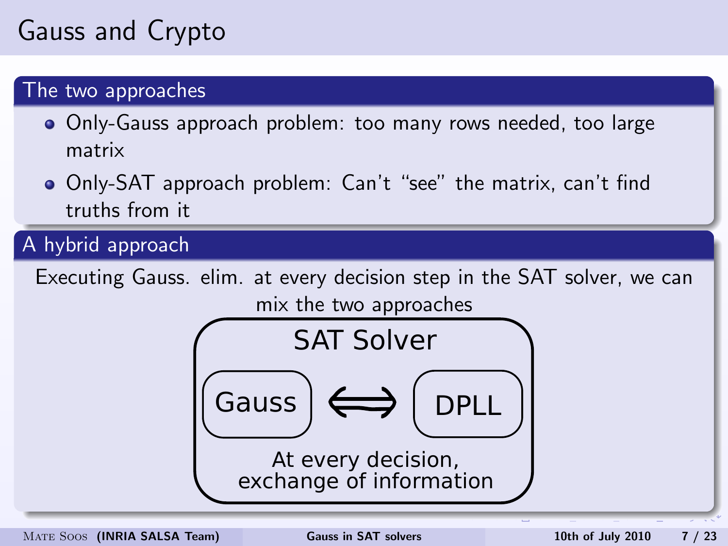# Gauss and Crypto

## The two approaches

- Only-Gauss approach problem: too many rows needed, too large matrix
- Only-SAT approach problem: Can't "see" the matrix, can't find truths from it

## A hybrid approach

Executing Gauss. elim. at every decision step in the SAT solver, we can mix the two approaches

SAT Solver

Gauss ⟺ DPLL

At every decision, exchange of information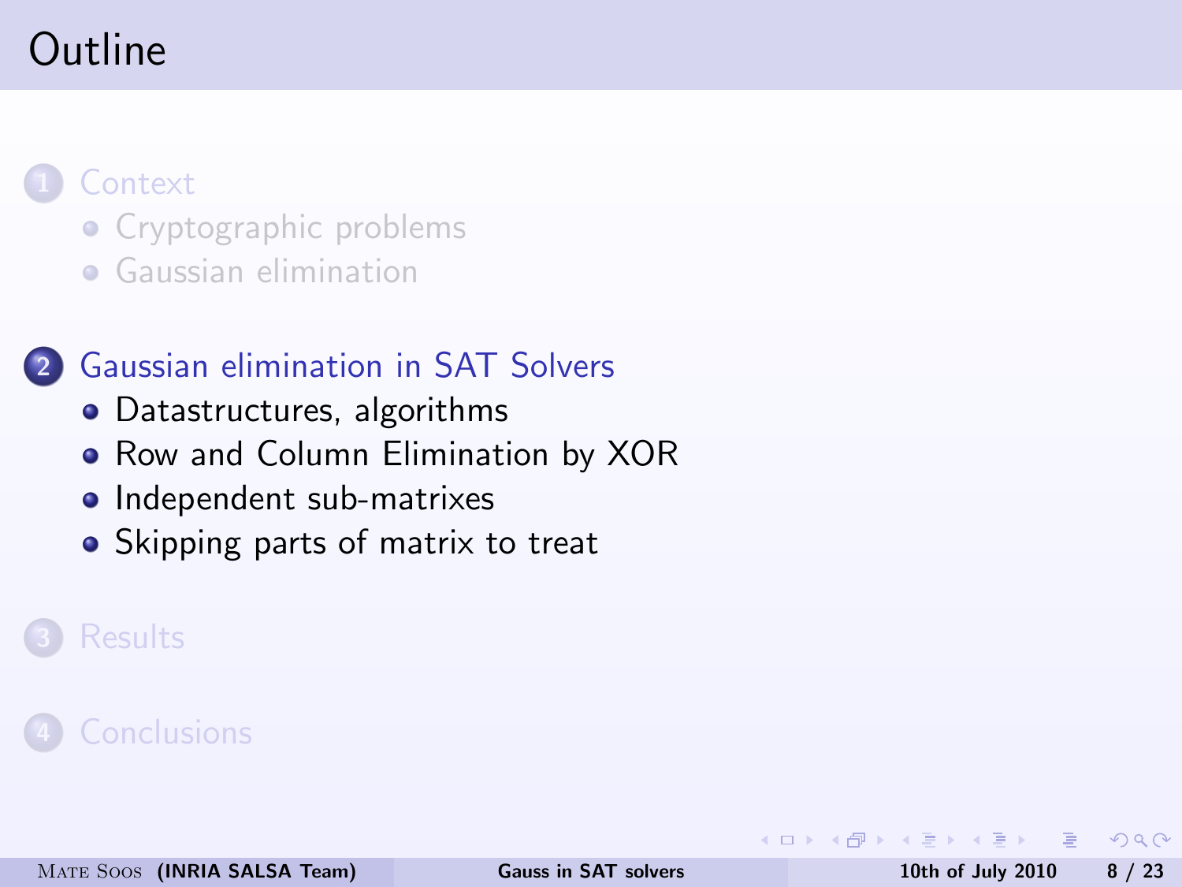# Outline

1. Context
   - Cryptographic problems
   - Gaussian elimination

2. Gaussian elimination in SAT Solvers
   - Datastructures, algorithms
   - Row and Column Elimination by XOR
   - Independent sub-matrixes
   - Skipping parts of matrix to treat

3. Results

4. Conclusions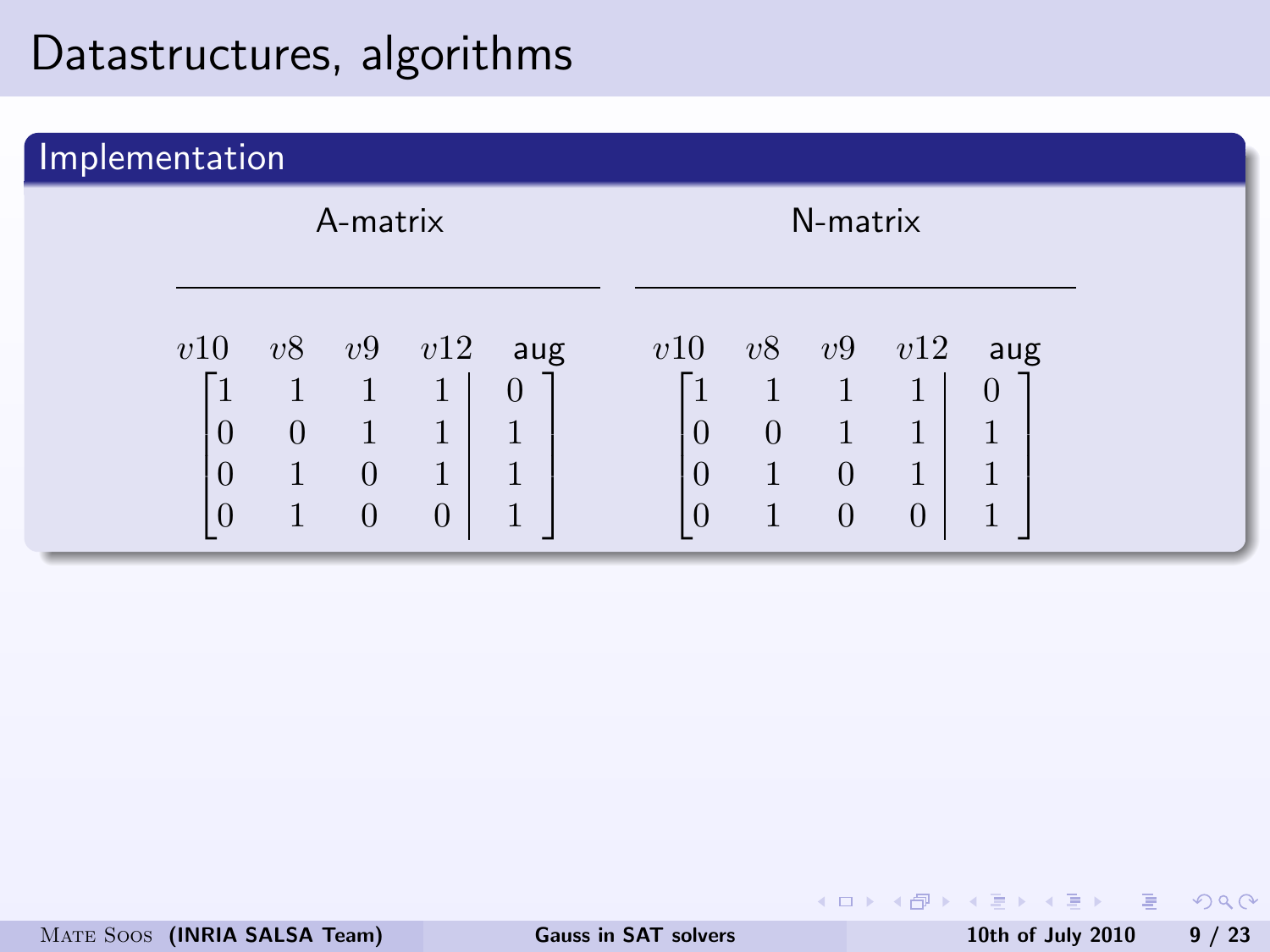# Datastructures, algorithms

## Implementation

A-matrix

$$
\begin{array}{ccccc}
v10 & v8 & v9 & v12 & \text{aug} \\
\end{array}
$$

$$
\left[\begin{array}{cccc|c}
1 & 1 & 1 & 1 & 0 \\
0 & 0 & 1 & 1 & 1 \\
0 & 1 & 0 & 1 & 1 \\
0 & 1 & 0 & 0 & 1
\end{array}\right]
$$

N-matrix

$$
\begin{array}{ccccc}
v10 & v8 & v9 & v12 & \text{aug} \\
\end{array}
$$

$$
\left[\begin{array}{cccc|c}
1 & 1 & 1 & 1 & 0 \\
0 & 0 & 1 & 1 & 1 \\
0 & 1 & 0 & 1 & 1 \\
0 & 1 & 0 & 0 & 1
\end{array}\right]
$$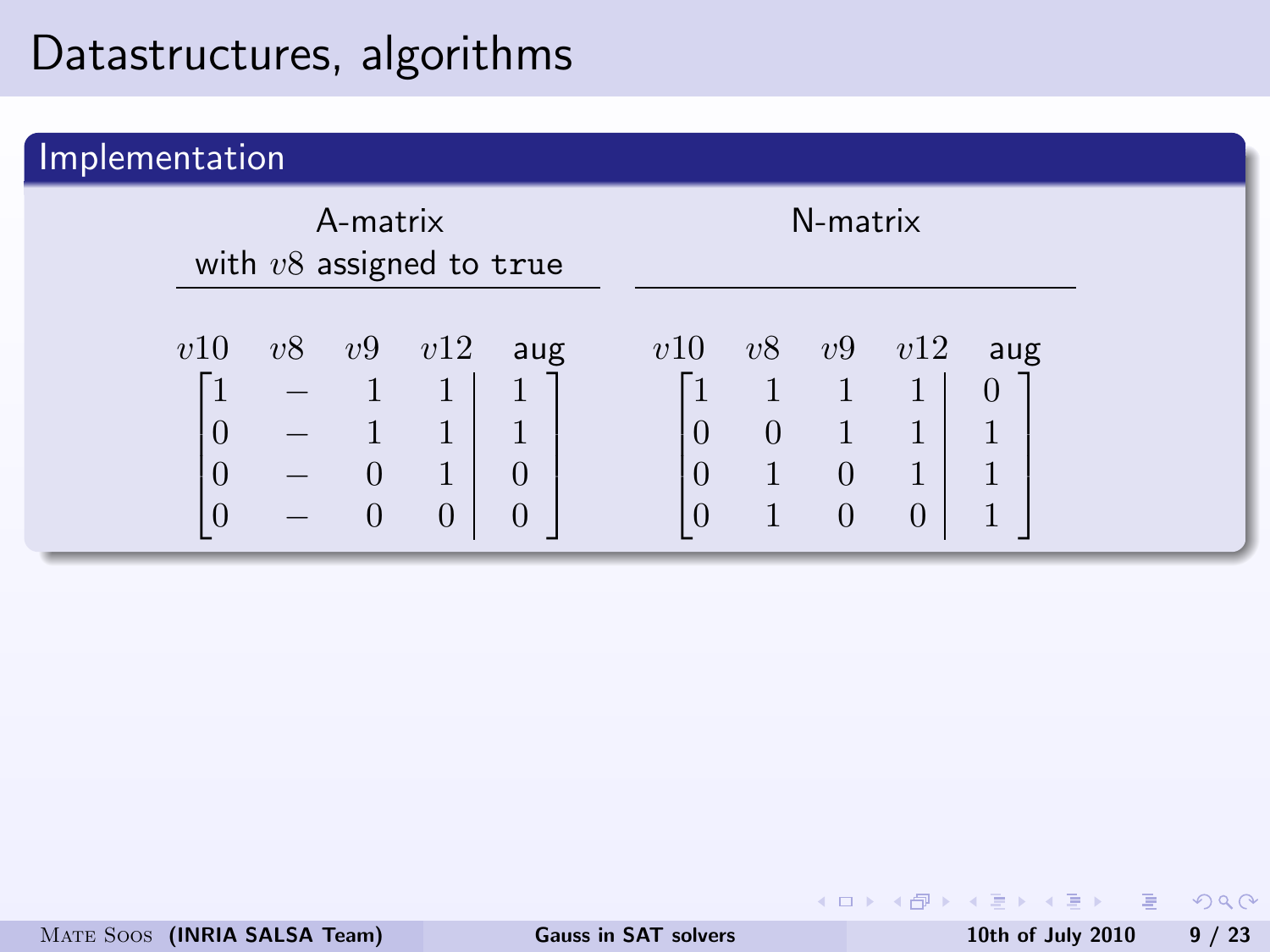# Datastructures, algorithms

## Implementation

**A-matrix**
with $v8$ assigned to `true`

$$
\begin{array}{ccccc}
v10 & v8 & v9 & v12 & \text{aug} \\
\end{array}
$$

$$
\left[\begin{array}{cccc|c}
1 & - & 1 & 1 & 1 \\
0 & - & 1 & 1 & 1 \\
0 & - & 0 & 1 & 0 \\
0 & - & 0 & 0 & 0
\end{array}\right]
$$

**N-matrix**

$$
\begin{array}{ccccc}
v10 & v8 & v9 & v12 & \text{aug} \\
\end{array}
$$

$$
\left[\begin{array}{cccc|c}
1 & 1 & 1 & 1 & 0 \\
0 & 0 & 1 & 1 & 1 \\
0 & 1 & 0 & 1 & 1 \\
0 & 1 & 0 & 0 & 1
\end{array}\right]
$$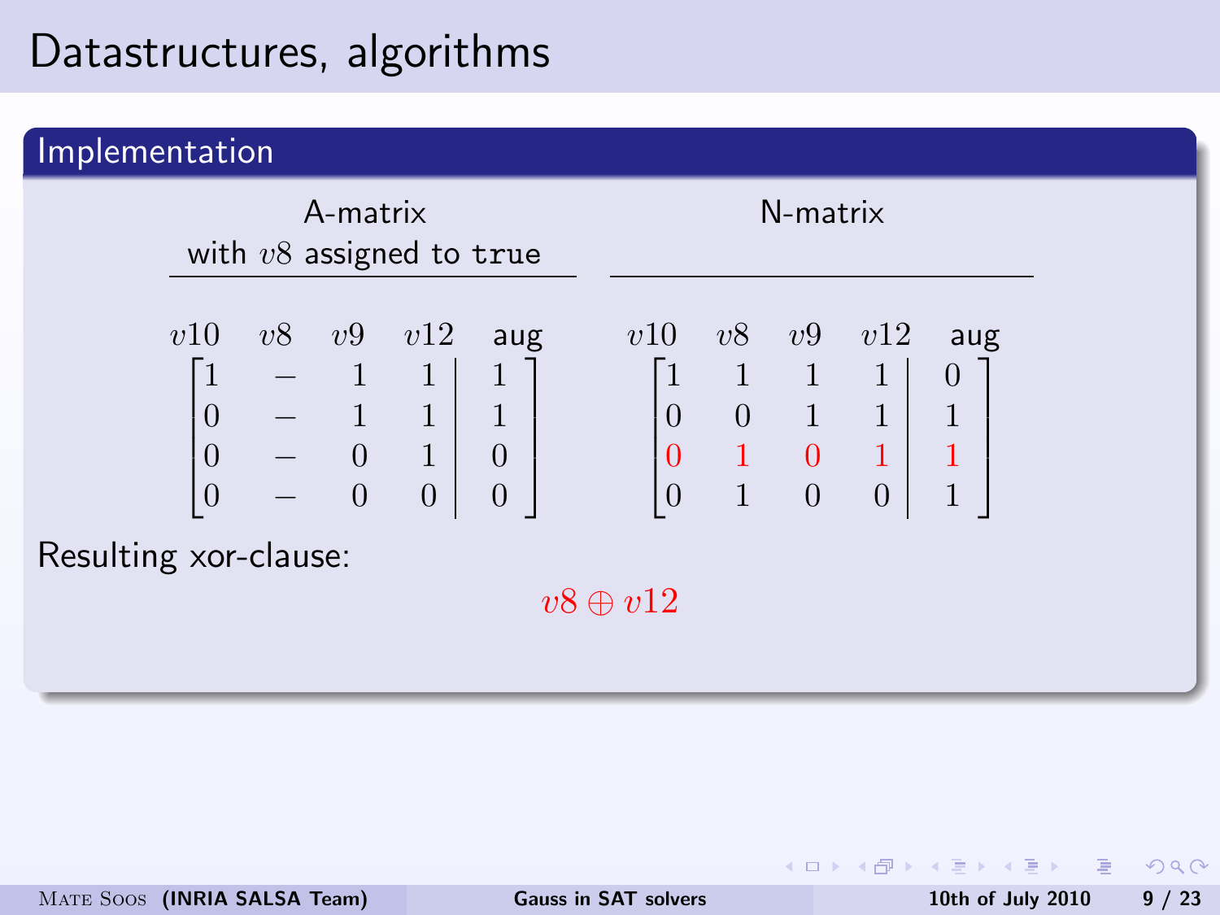# Datastructures, algorithms

## Implementation

**A-matrix with $v8$ assigned to `true`**

$$
\begin{array}{ccccc}
v10 & v8 & v9 & v12 & \text{aug} \\
\end{array}
$$

$$
\left[\begin{array}{cccc|c}
1 & - & 1 & 1 & 1 \\
0 & - & 1 & 1 & 1 \\
0 & - & 0 & 1 & 0 \\
0 & - & 0 & 0 & 0
\end{array}\right]
$$

**N-matrix**

$$
\begin{array}{ccccc}
v10 & v8 & v9 & v12 & \text{aug} \\
\end{array}
$$

$$
\left[\begin{array}{cccc|c}
1 & 1 & 1 & 1 & 0 \\
0 & 0 & 1 & 1 & 1 \\
0 & 1 & 0 & 1 & 1 \\
0 & 1 & 0 & 0 & 1
\end{array}\right]
$$

Resulting xor-clause:

$$v8 \oplus v12$$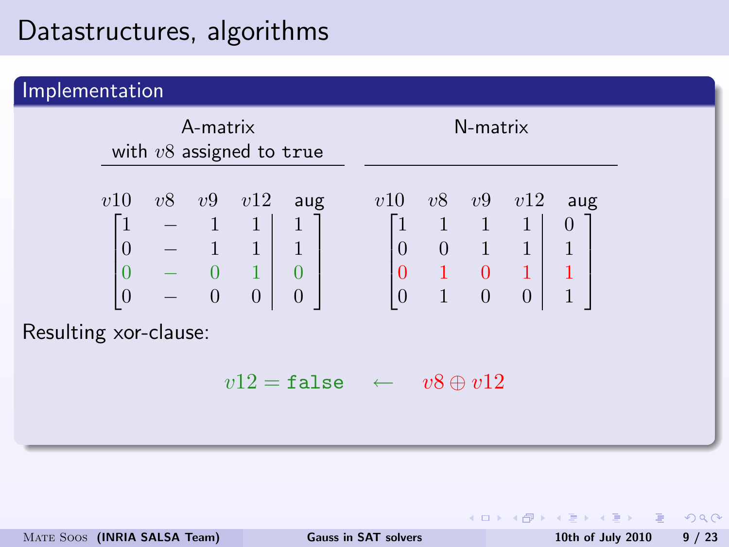# Datastructures, algorithms

## Implementation

**A-matrix with $v8$ assigned to `true`**

$$
\begin{array}{ccccc}
v10 & v8 & v9 & v12 & \text{aug} \\
\end{array}
$$

$$
\left[\begin{array}{cccc|c}
1 & - & 1 & 1 & 1 \\
0 & - & 1 & 1 & 1 \\
0 & - & 0 & 1 & 0 \\
0 & - & 0 & 0 & 0
\end{array}\right]
$$

**N-matrix**

$$
\begin{array}{ccccc}
v10 & v8 & v9 & v12 & \text{aug} \\
\end{array}
$$

$$
\left[\begin{array}{cccc|c}
1 & 1 & 1 & 1 & 0 \\
0 & 0 & 1 & 1 & 1 \\
0 & 1 & 0 & 1 & 1 \\
0 & 1 & 0 & 0 & 1
\end{array}\right]
$$

Resulting xor-clause:

$$v12 = \texttt{false} \quad \leftarrow \quad v8 \oplus v12$$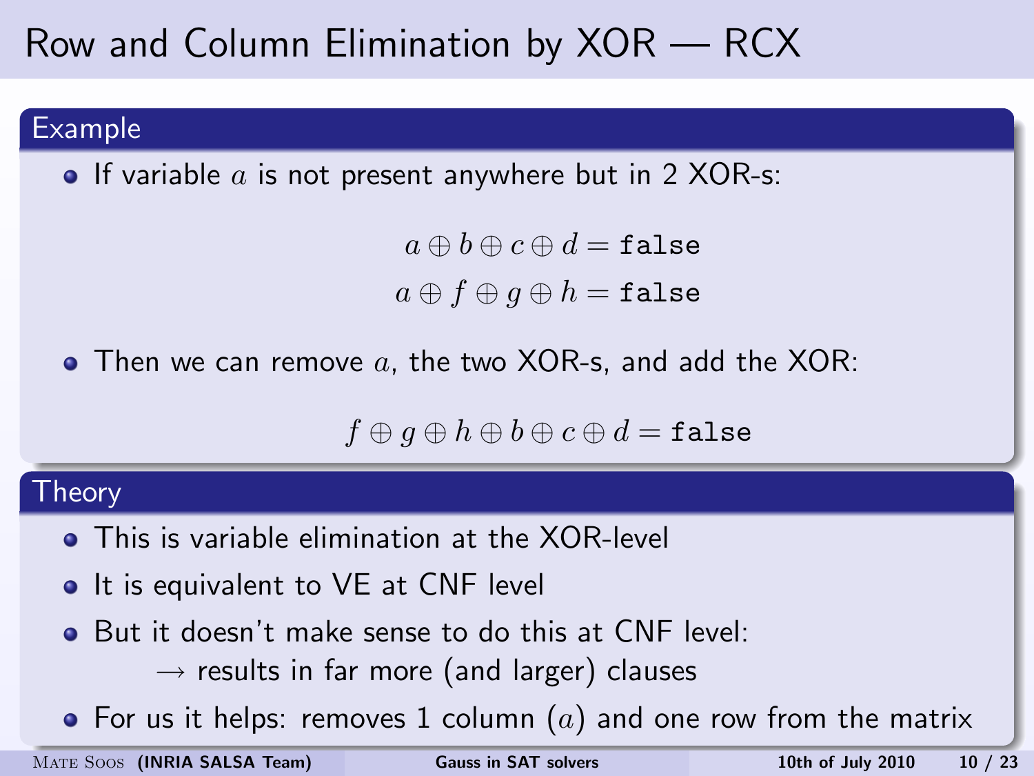# Row and Column Elimination by XOR — RCX

## Example

- If variable $a$ is not present anywhere but in 2 XOR-s:

$$a \oplus b \oplus c \oplus d = \texttt{false}$$
$$a \oplus f \oplus g \oplus h = \texttt{false}$$

- Then we can remove $a$, the two XOR-s, and add the XOR:

$$f \oplus g \oplus h \oplus b \oplus c \oplus d = \texttt{false}$$

## Theory

- This is variable elimination at the XOR-level
- It is equivalent to VE at CNF level
- But it doesn't make sense to do this at CNF level:
  → results in far more (and larger) clauses
- For us it helps: removes 1 column ($a$) and one row from the matrix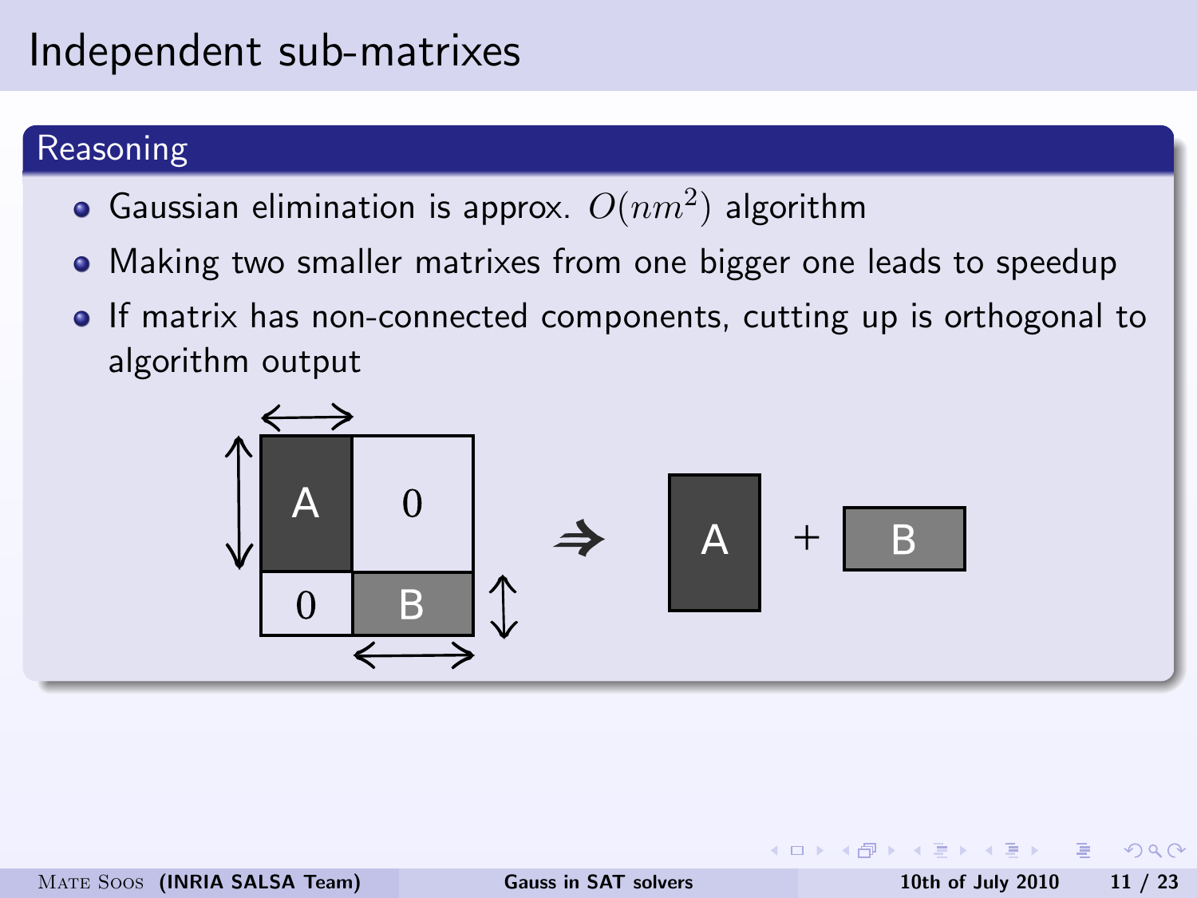# Independent sub-matrixes

## Reasoning

- Gaussian elimination is approx. $O(nm^2)$ algorithm
- Making two smaller matrixes from one bigger one leads to speedup
- If matrix has non-connected components, cutting up is orthogonal to algorithm output

$$\begin{pmatrix} A & 0 \\ 0 & B \end{pmatrix} \Rightarrow A + B$$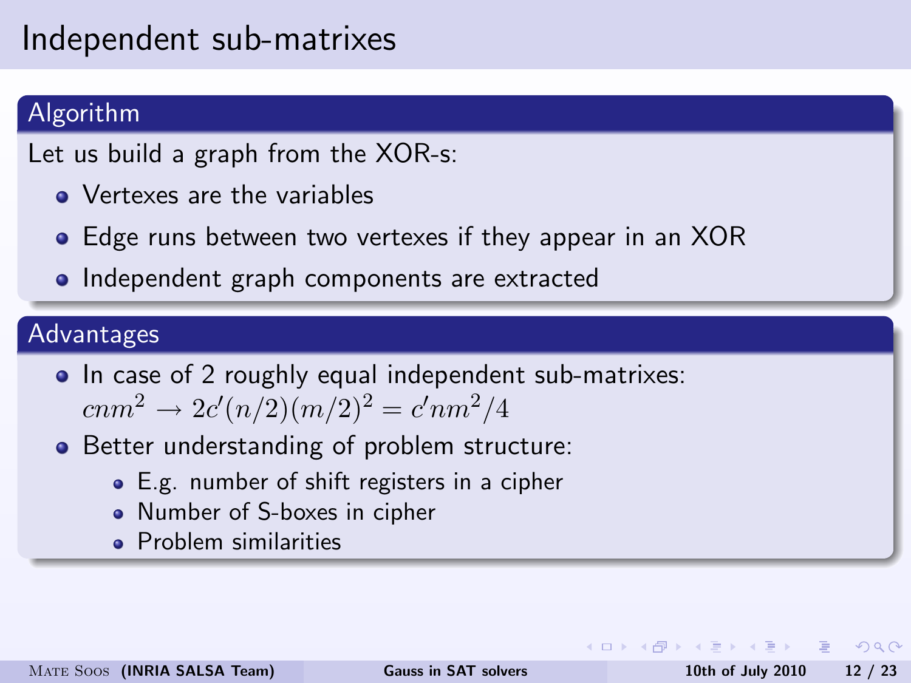# Independent sub-matrixes

## Algorithm

Let us build a graph from the XOR-s:

- Vertexes are the variables
- Edge runs between two vertexes if they appear in an XOR
- Independent graph components are extracted

## Advantages

- In case of 2 roughly equal independent sub-matrixes: $cnm^2 \rightarrow 2c'(n/2)(m/2)^2 = c'nm^2/4$
- Better understanding of problem structure:
  - E.g. number of shift registers in a cipher
  - Number of S-boxes in cipher
  - Problem similarities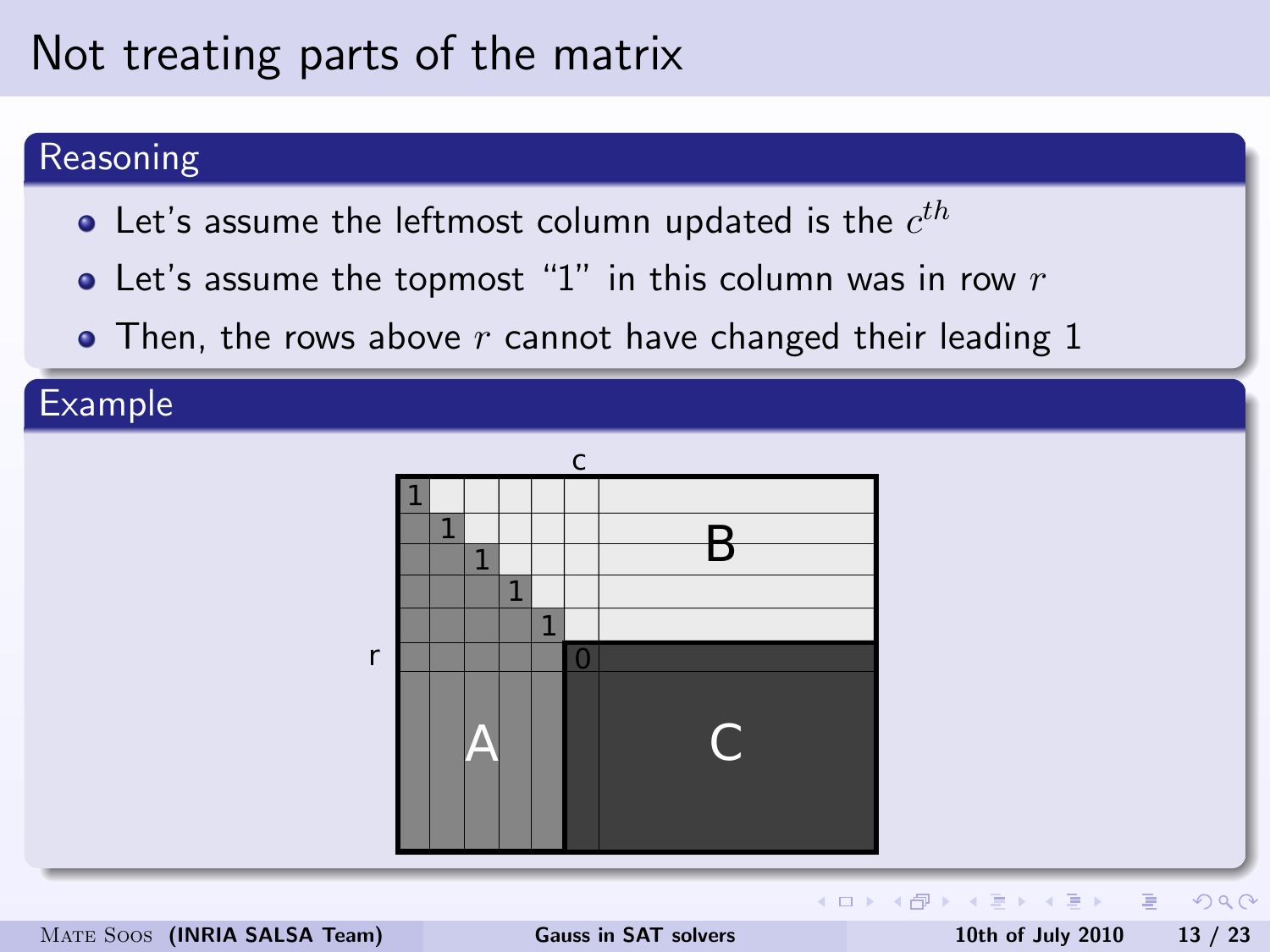# Not treating parts of the matrix

## Reasoning

- Let's assume the leftmost column updated is the $c^{th}$
- Let's assume the topmost "1" in this column was in row $r$
- Then, the rows above $r$ cannot have changed their leading 1

## Example

c

r

1 1 1 1 1 0

A B C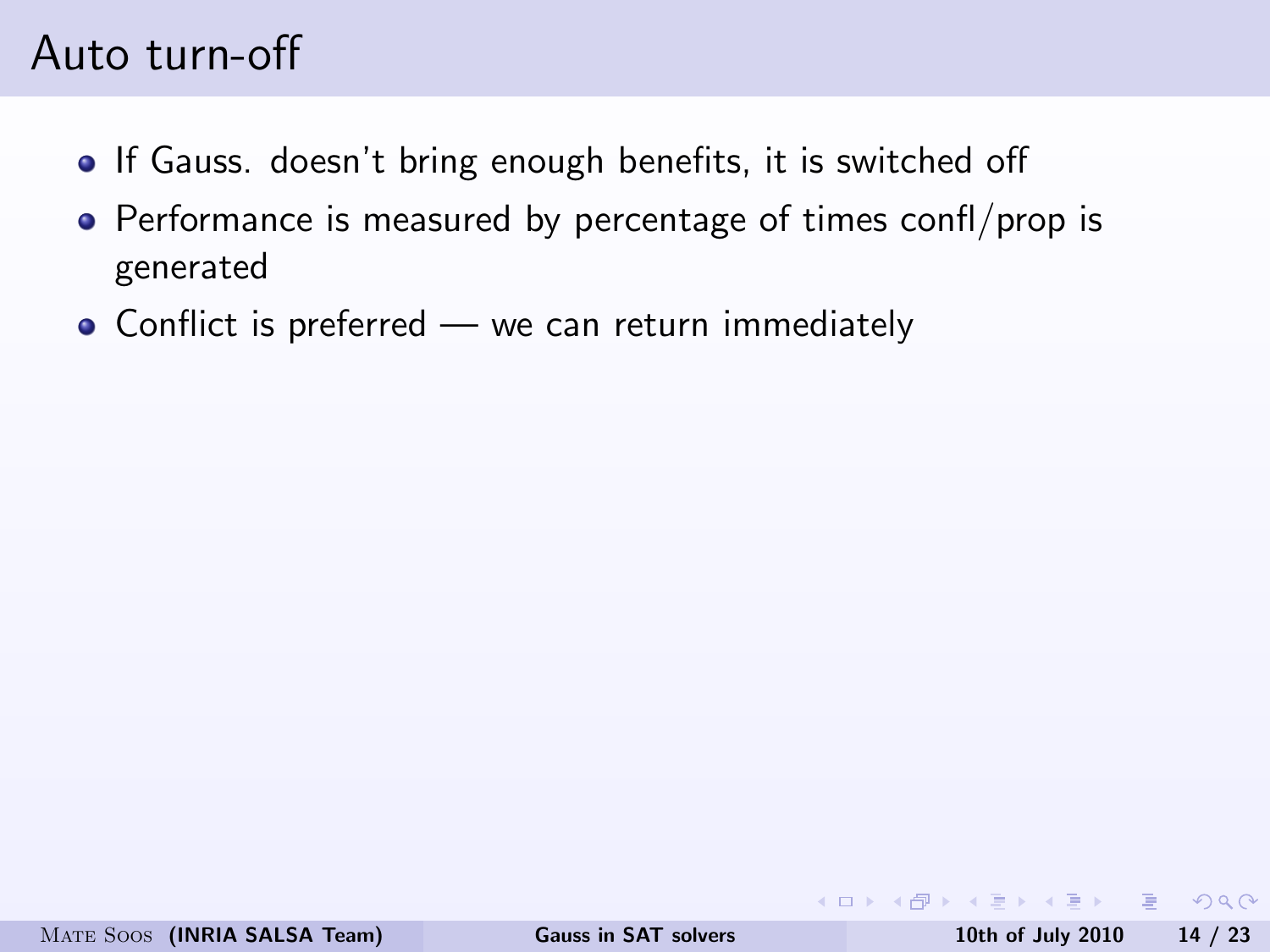# Auto turn-off

- If Gauss. doesn't bring enough benefits, it is switched off
- Performance is measured by percentage of times confl/prop is generated
- Conflict is preferred — we can return immediately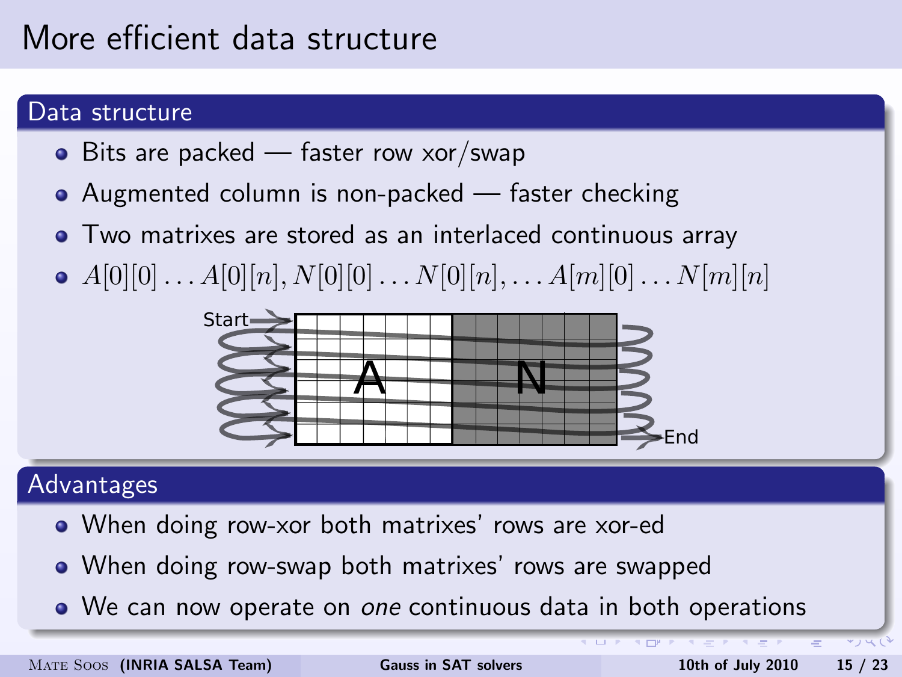# More efficient data structure

## Data structure

- Bits are packed — faster row xor/swap
- Augmented column is non-packed — faster checking
- Two matrixes are stored as an interlaced continuous array
- $A[0][0] \ldots A[0][n], N[0][0] \ldots N[0][n], \ldots A[m][0] \ldots N[m][n]$

Start

A

N

End

## Advantages

- When doing row-xor both matrixes' rows are xor-ed
- When doing row-swap both matrixes' rows are swapped
- We can now operate on *one* continuous data in both operations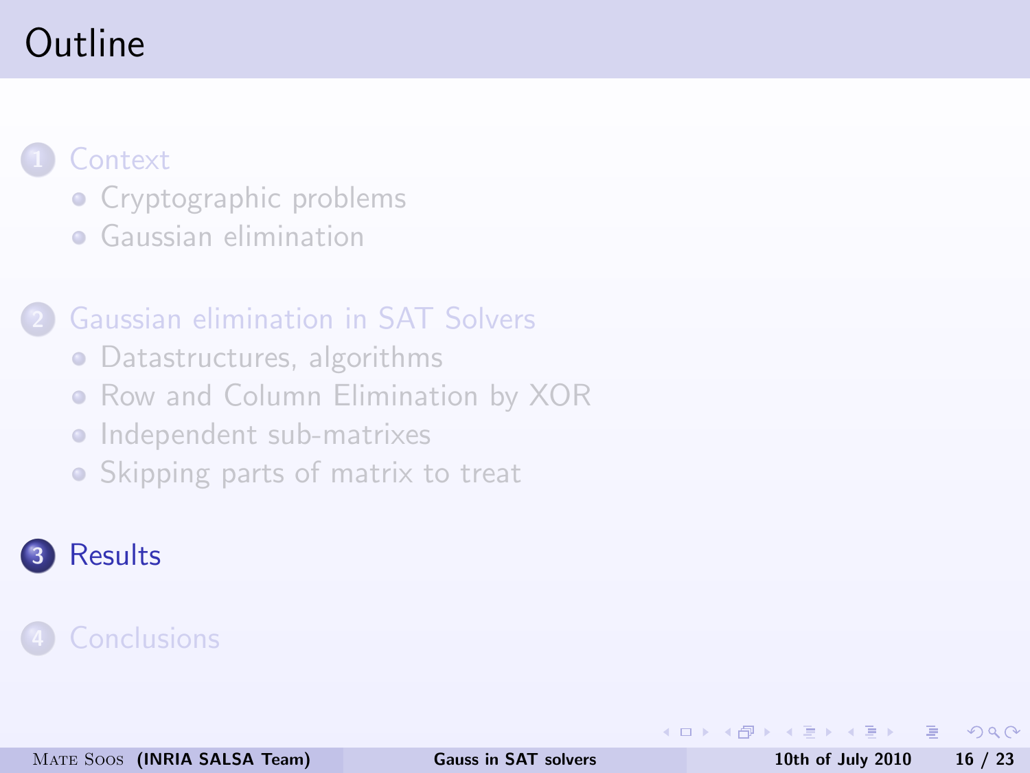# Outline

1. Context
   - Cryptographic problems
   - Gaussian elimination
2. Gaussian elimination in SAT Solvers
   - Datastructures, algorithms
   - Row and Column Elimination by XOR
   - Independent sub-matrixes
   - Skipping parts of matrix to treat
3. Results
4. Conclusions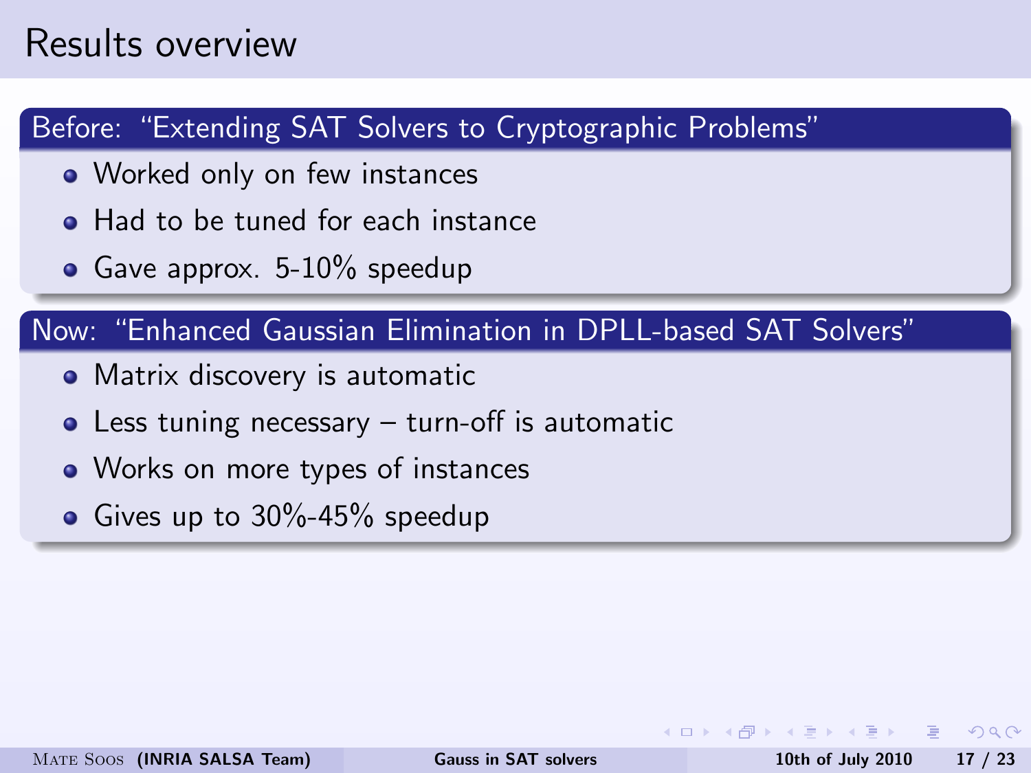# Results overview

## Before: "Extending SAT Solvers to Cryptographic Problems"

- Worked only on few instances
- Had to be tuned for each instance
- Gave approx. 5-10% speedup

## Now: "Enhanced Gaussian Elimination in DPLL-based SAT Solvers"

- Matrix discovery is automatic
- Less tuning necessary – turn-off is automatic
- Works on more types of instances
- Gives up to 30%-45% speedup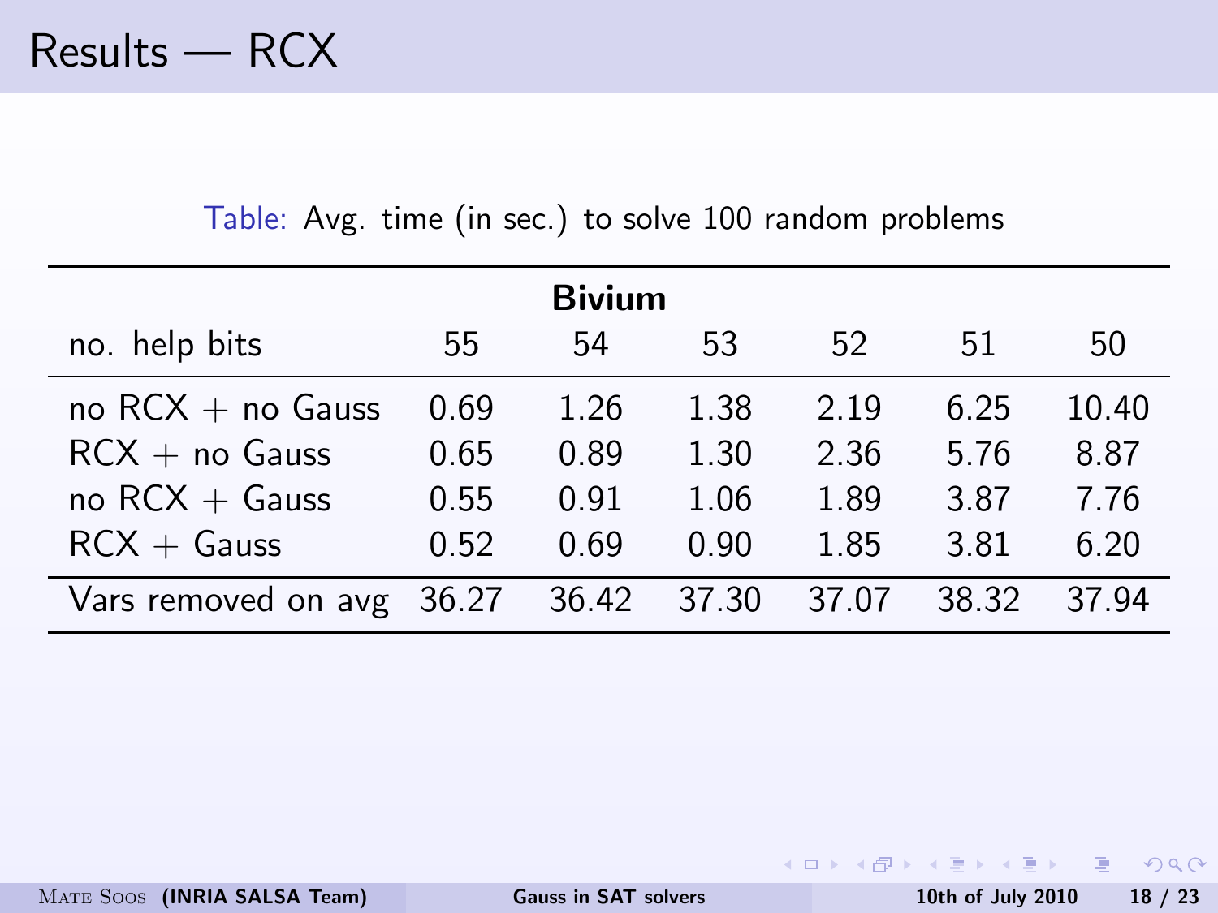# Results — RCX

Table: Avg. time (in sec.) to solve 100 random problems

| | **Bivium** | | | | | |
|---|---|---|---|---|---|---|
| no. help bits | 55 | 54 | 53 | 52 | 51 | 50 |
| no RCX + no Gauss | 0.69 | 1.26 | 1.38 | 2.19 | 6.25 | 10.40 |
| RCX + no Gauss | 0.65 | 0.89 | 1.30 | 2.36 | 5.76 | 8.87 |
| no RCX + Gauss | 0.55 | 0.91 | 1.06 | 1.89 | 3.87 | 7.76 |
| RCX + Gauss | 0.52 | 0.69 | 0.90 | 1.85 | 3.81 | 6.20 |
| Vars removed on avg | 36.27 | 36.42 | 37.30 | 37.07 | 38.32 | 37.94 |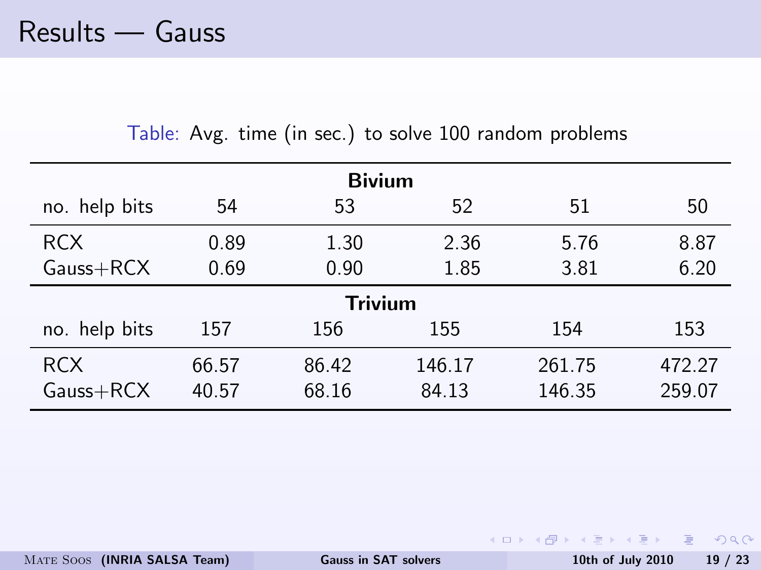# Results — Gauss

Table: Avg. time (in sec.) to solve 100 random problems

| **Bivium** | | | | | |
|---|---|---|---|---|---|
| no. help bits | 54 | 53 | 52 | 51 | 50 |
| RCX | 0.89 | 1.30 | 2.36 | 5.76 | 8.87 |
| Gauss+RCX | 0.69 | 0.90 | 1.85 | 3.81 | 6.20 |
| **Trivium** | | | | | |
| no. help bits | 157 | 156 | 155 | 154 | 153 |
| RCX | 66.57 | 86.42 | 146.17 | 261.75 | 472.27 |
| Gauss+RCX | 40.57 | 68.16 | 84.13 | 146.35 | 259.07 |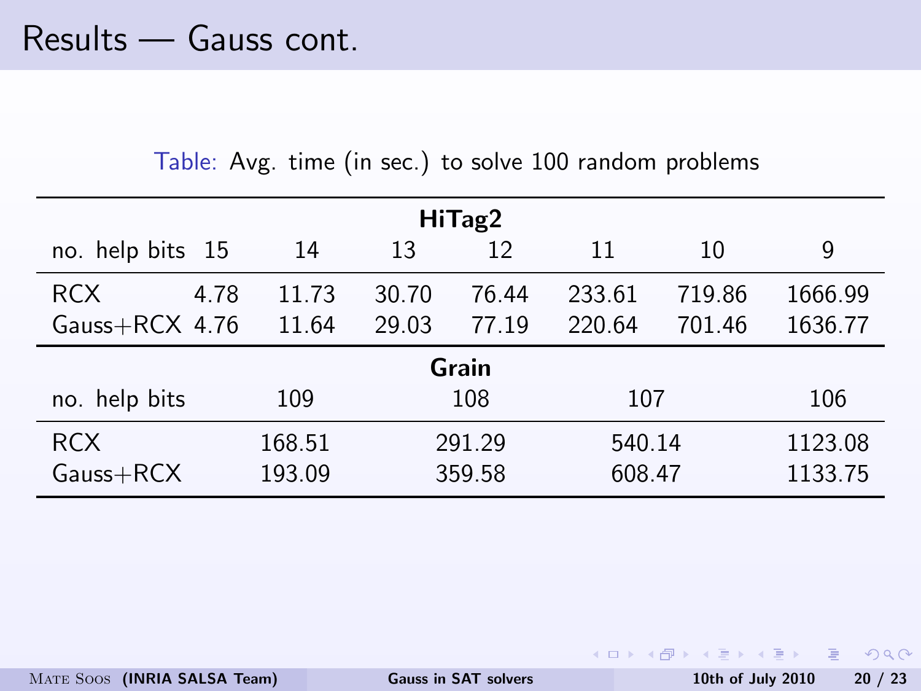# Results — Gauss cont.

Table: Avg. time (in sec.) to solve 100 random problems

| **HiTag2** | | | | | | | |
|---|---|---|---|---|---|---|---|
| no. help bits | 15 | 14 | 13 | 12 | 11 | 10 | 9 |
| RCX | 4.78 | 11.73 | 30.70 | 76.44 | 233.61 | 719.86 | 1666.99 |
| Gauss+RCX | 4.76 | 11.64 | 29.03 | 77.19 | 220.64 | 701.46 | 1636.77 |

| **Grain** | | | | |
|---|---|---|---|---|
| no. help bits | 109 | 108 | 107 | 106 |
| RCX | 168.51 | 291.29 | 540.14 | 1123.08 |
| Gauss+RCX | 193.09 | 359.58 | 608.47 | 1133.75 |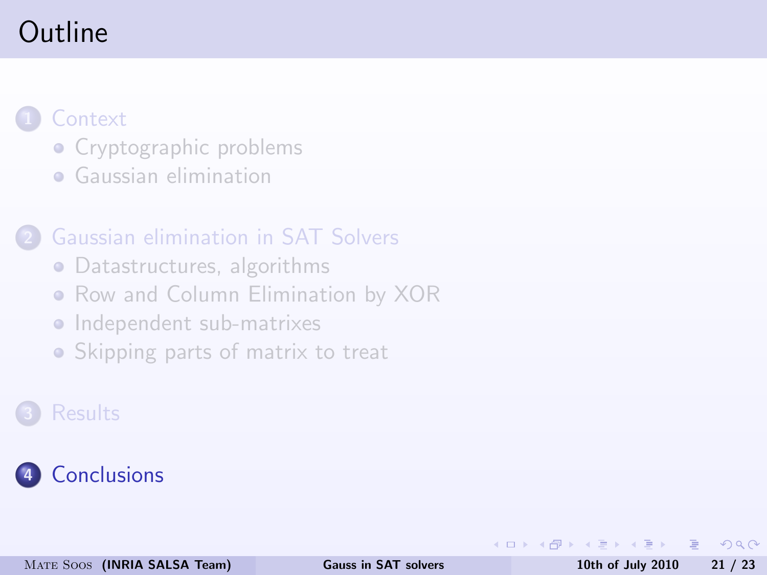# Outline

1. Context
   - Cryptographic problems
   - Gaussian elimination
2. Gaussian elimination in SAT Solvers
   - Datastructures, algorithms
   - Row and Column Elimination by XOR
   - Independent sub-matrixes
   - Skipping parts of matrix to treat
3. Results
4. Conclusions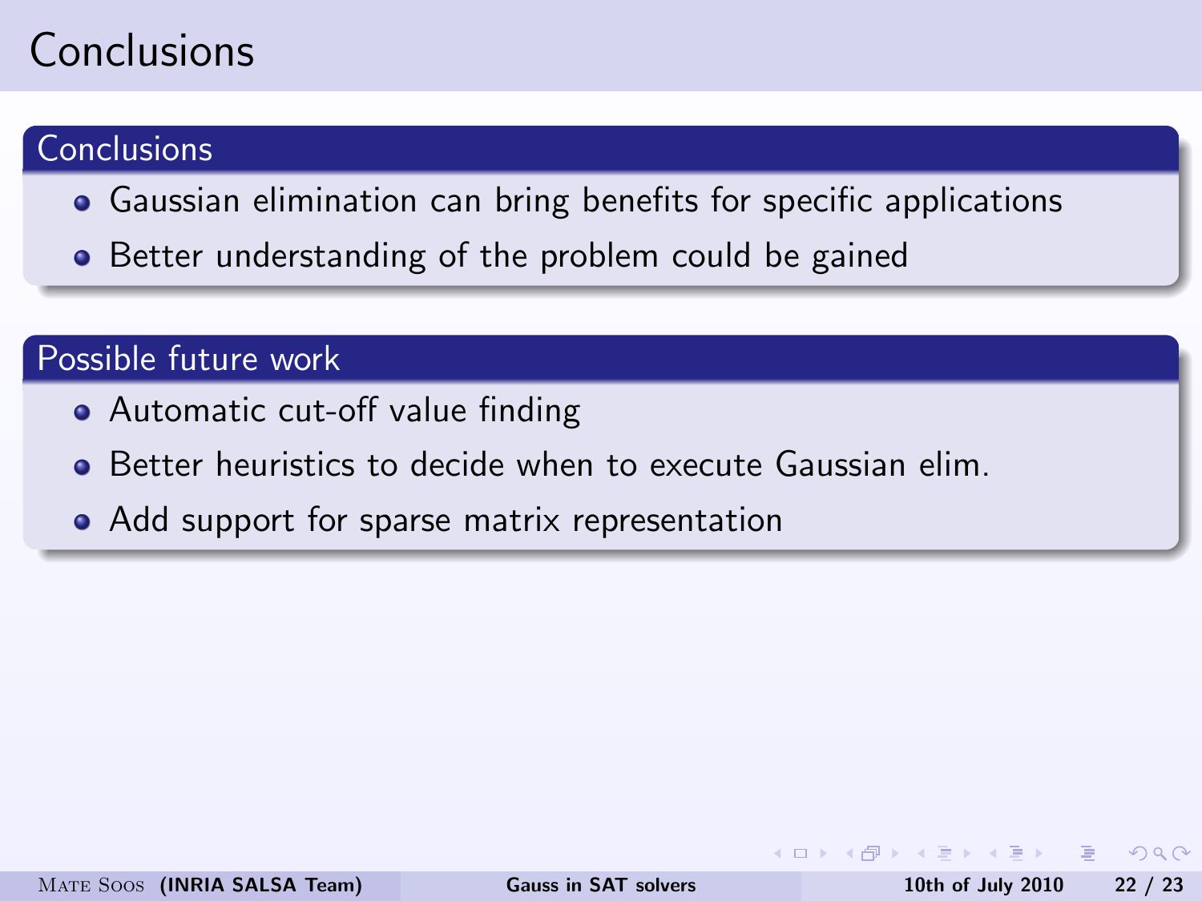# Conclusions

## Conclusions

- Gaussian elimination can bring benefits for specific applications
- Better understanding of the problem could be gained

## Possible future work

- Automatic cut-off value finding
- Better heuristics to decide when to execute Gaussian elim.
- Add support for sparse matrix representation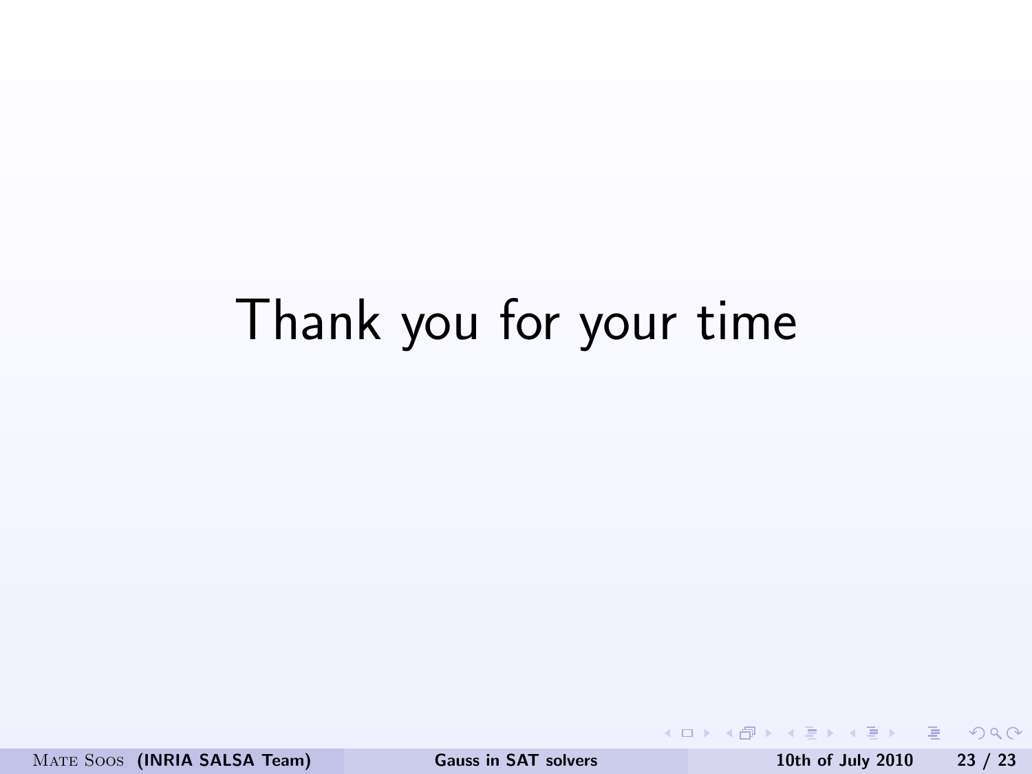Thank you for your time